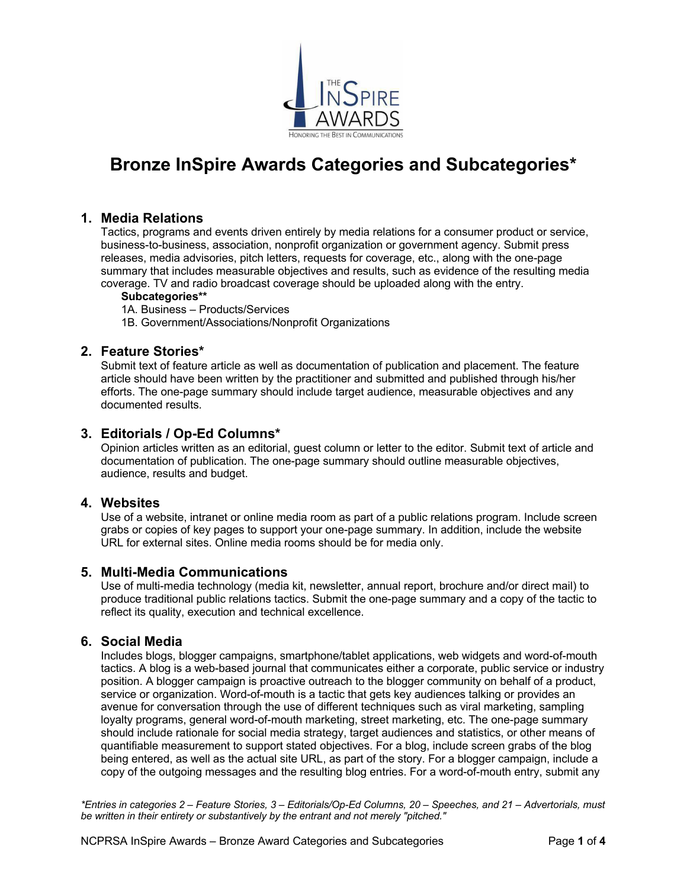# Bronze InSpire Awards Categories and Subcategories*

## 1. Media Relations

Tactics, programs and events driven entirely by media relations for a consumer product or service, business-to-business, association, nonprofit organization or government agency. Submit press releases, media advisories, pitch letters, requests for coverage, etc., along with the one-page summary that includes measurable objectives and results, such as evidence of the resulting media coverage. TV and radio broadcast coverage should be uploaded along with the entry.

**Subcategories****

1A. Business – Products/Services
1B. Government/Associations/Nonprofit Organizations

## 2. Feature Stories*

Submit text of feature article as well as documentation of publication and placement. The feature article should have been written by the practitioner and submitted and published through his/her efforts. The one-page summary should include target audience, measurable objectives and any documented results.

## 3. Editorials / Op-Ed Columns*

Opinion articles written as an editorial, guest column or letter to the editor. Submit text of article and documentation of publication. The one-page summary should outline measurable objectives, audience, results and budget.

## 4. Websites

Use of a website, intranet or online media room as part of a public relations program. Include screen grabs or copies of key pages to support your one-page summary. In addition, include the website URL for external sites. Online media rooms should be for media only.

## 5. Multi-Media Communications

Use of multi-media technology (media kit, newsletter, annual report, brochure and/or direct mail) to produce traditional public relations tactics. Submit the one-page summary and a copy of the tactic to reflect its quality, execution and technical excellence.

## 6. Social Media

Includes blogs, blogger campaigns, smartphone/tablet applications, web widgets and word-of-mouth tactics. A blog is a web-based journal that communicates either a corporate, public service or industry position. A blogger campaign is proactive outreach to the blogger community on behalf of a product, service or organization. Word-of-mouth is a tactic that gets key audiences talking or provides an avenue for conversation through the use of different techniques such as viral marketing, sampling loyalty programs, general word-of-mouth marketing, street marketing, etc. The one-page summary should include rationale for social media strategy, target audiences and statistics, or other means of quantifiable measurement to support stated objectives. For a blog, include screen grabs of the blog being entered, as well as the actual site URL, as part of the story. For a blogger campaign, include a copy of the outgoing messages and the resulting blog entries. For a word-of-mouth entry, submit any

*Entries in categories 2 – Feature Stories, 3 – Editorials/Op-Ed Columns, 20 – Speeches, and 21 – Advertorials, must be written in their entirety or substantively by the entrant and not merely "pitched."*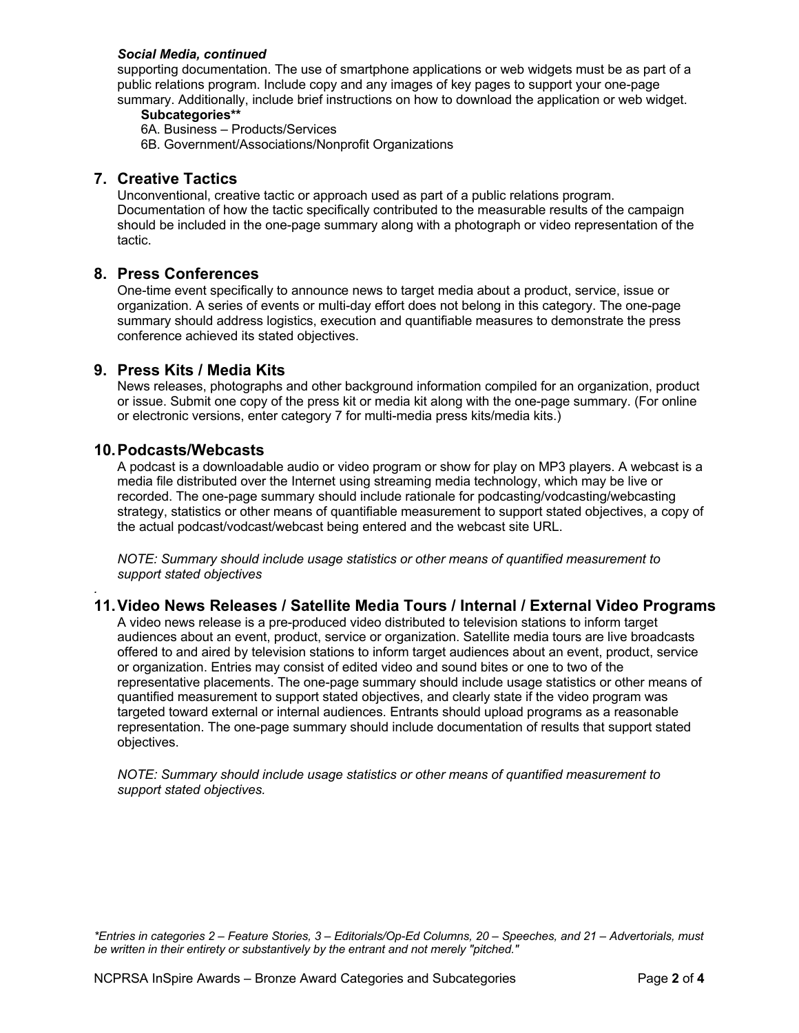***Social Media, continued***

supporting documentation. The use of smartphone applications or web widgets must be as part of a public relations program. Include copy and any images of key pages to support your one-page summary. Additionally, include brief instructions on how to download the application or web widget.

**Subcategories****

6A. Business – Products/Services
6B. Government/Associations/Nonprofit Organizations

## 7. Creative Tactics

Unconventional, creative tactic or approach used as part of a public relations program. Documentation of how the tactic specifically contributed to the measurable results of the campaign should be included in the one-page summary along with a photograph or video representation of the tactic.

## 8. Press Conferences

One-time event specifically to announce news to target media about a product, service, issue or organization. A series of events or multi-day effort does not belong in this category. The one-page summary should address logistics, execution and quantifiable measures to demonstrate the press conference achieved its stated objectives.

## 9. Press Kits / Media Kits

News releases, photographs and other background information compiled for an organization, product or issue. Submit one copy of the press kit or media kit along with the one-page summary. (For online or electronic versions, enter category 7 for multi-media press kits/media kits.)

## 10. Podcasts/Webcasts

A podcast is a downloadable audio or video program or show for play on MP3 players. A webcast is a media file distributed over the Internet using streaming media technology, which may be live or recorded. The one-page summary should include rationale for podcasting/vodcasting/webcasting strategy, statistics or other means of quantifiable measurement to support stated objectives, a copy of the actual podcast/vodcast/webcast being entered and the webcast site URL.

*NOTE: Summary should include usage statistics or other means of quantified measurement to support stated objectives*

## 11. Video News Releases / Satellite Media Tours / Internal / External Video Programs

A video news release is a pre-produced video distributed to television stations to inform target audiences about an event, product, service or organization. Satellite media tours are live broadcasts offered to and aired by television stations to inform target audiences about an event, product, service or organization. Entries may consist of edited video and sound bites or one to two of the representative placements. The one-page summary should include usage statistics or other means of quantified measurement to support stated objectives, and clearly state if the video program was targeted toward external or internal audiences. Entrants should upload programs as a reasonable representation. The one-page summary should include documentation of results that support stated objectives.

*NOTE: Summary should include usage statistics or other means of quantified measurement to support stated objectives.*

**Entries in categories 2 – Feature Stories, 3 – Editorials/Op-Ed Columns, 20 – Speeches, and 21 – Advertorials, must be written in their entirety or substantively by the entrant and not merely "pitched."*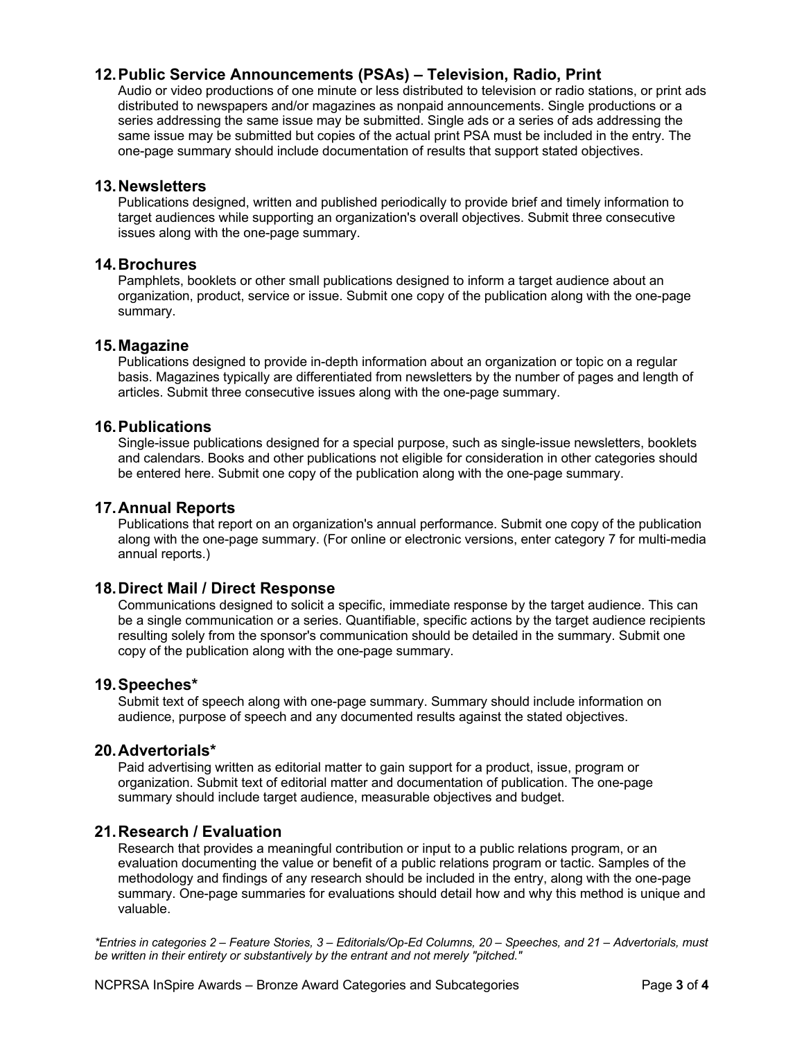## 12. Public Service Announcements (PSAs) – Television, Radio, Print

Audio or video productions of one minute or less distributed to television or radio stations, or print ads distributed to newspapers and/or magazines as nonpaid announcements. Single productions or a series addressing the same issue may be submitted. Single ads or a series of ads addressing the same issue may be submitted but copies of the actual print PSA must be included in the entry. The one-page summary should include documentation of results that support stated objectives.

## 13. Newsletters

Publications designed, written and published periodically to provide brief and timely information to target audiences while supporting an organization's overall objectives. Submit three consecutive issues along with the one-page summary.

## 14. Brochures

Pamphlets, booklets or other small publications designed to inform a target audience about an organization, product, service or issue. Submit one copy of the publication along with the one-page summary.

## 15. Magazine

Publications designed to provide in-depth information about an organization or topic on a regular basis. Magazines typically are differentiated from newsletters by the number of pages and length of articles. Submit three consecutive issues along with the one-page summary.

## 16. Publications

Single-issue publications designed for a special purpose, such as single-issue newsletters, booklets and calendars. Books and other publications not eligible for consideration in other categories should be entered here. Submit one copy of the publication along with the one-page summary.

## 17. Annual Reports

Publications that report on an organization's annual performance. Submit one copy of the publication along with the one-page summary. (For online or electronic versions, enter category 7 for multi-media annual reports.)

## 18. Direct Mail / Direct Response

Communications designed to solicit a specific, immediate response by the target audience. This can be a single communication or a series. Quantifiable, specific actions by the target audience recipients resulting solely from the sponsor's communication should be detailed in the summary. Submit one copy of the publication along with the one-page summary.

## 19. Speeches*

Submit text of speech along with one-page summary. Summary should include information on audience, purpose of speech and any documented results against the stated objectives.

## 20. Advertorials*

Paid advertising written as editorial matter to gain support for a product, issue, program or organization. Submit text of editorial matter and documentation of publication. The one-page summary should include target audience, measurable objectives and budget.

## 21. Research / Evaluation

Research that provides a meaningful contribution or input to a public relations program, or an evaluation documenting the value or benefit of a public relations program or tactic. Samples of the methodology and findings of any research should be included in the entry, along with the one-page summary. One-page summaries for evaluations should detail how and why this method is unique and valuable.

*\*Entries in categories 2 – Feature Stories, 3 – Editorials/Op-Ed Columns, 20 – Speeches, and 21 – Advertorials, must be written in their entirety or substantively by the entrant and not merely "pitched."*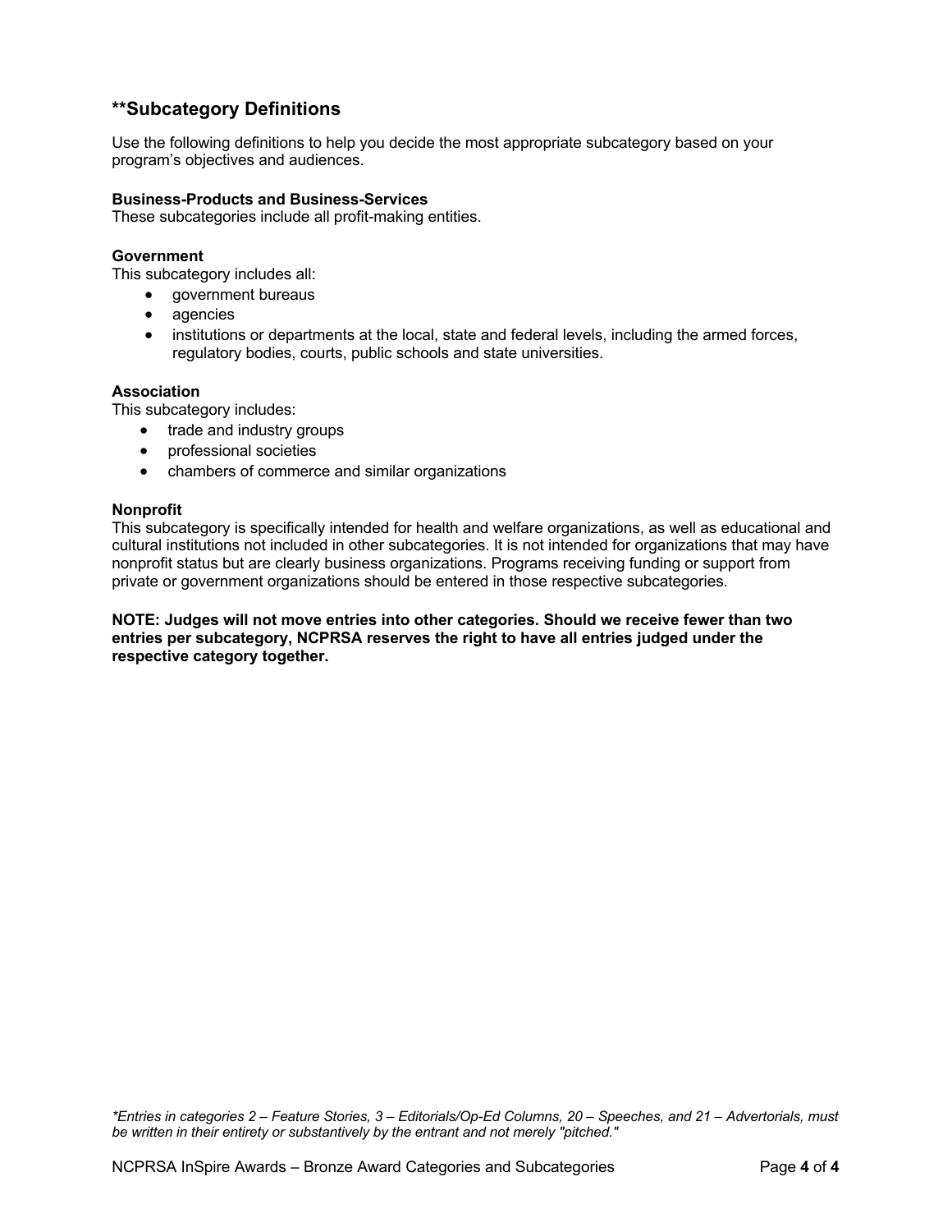## **Subcategory Definitions

Use the following definitions to help you decide the most appropriate subcategory based on your program's objectives and audiences.

**Business-Products and Business-Services**
These subcategories include all profit-making entities.

**Government**
This subcategory includes all:

- government bureaus
- agencies
- institutions or departments at the local, state and federal levels, including the armed forces, regulatory bodies, courts, public schools and state universities.

**Association**
This subcategory includes:

- trade and industry groups
- professional societies
- chambers of commerce and similar organizations

**Nonprofit**
This subcategory is specifically intended for health and welfare organizations, as well as educational and cultural institutions not included in other subcategories. It is not intended for organizations that may have nonprofit status but are clearly business organizations. Programs receiving funding or support from private or government organizations should be entered in those respective subcategories.

**NOTE: Judges will not move entries into other categories. Should we receive fewer than two entries per subcategory, NCPRSA reserves the right to have all entries judged under the respective category together.**

*\*Entries in categories 2 – Feature Stories, 3 – Editorials/Op-Ed Columns, 20 – Speeches, and 21 – Advertorials, must be written in their entirety or substantively by the entrant and not merely "pitched."*